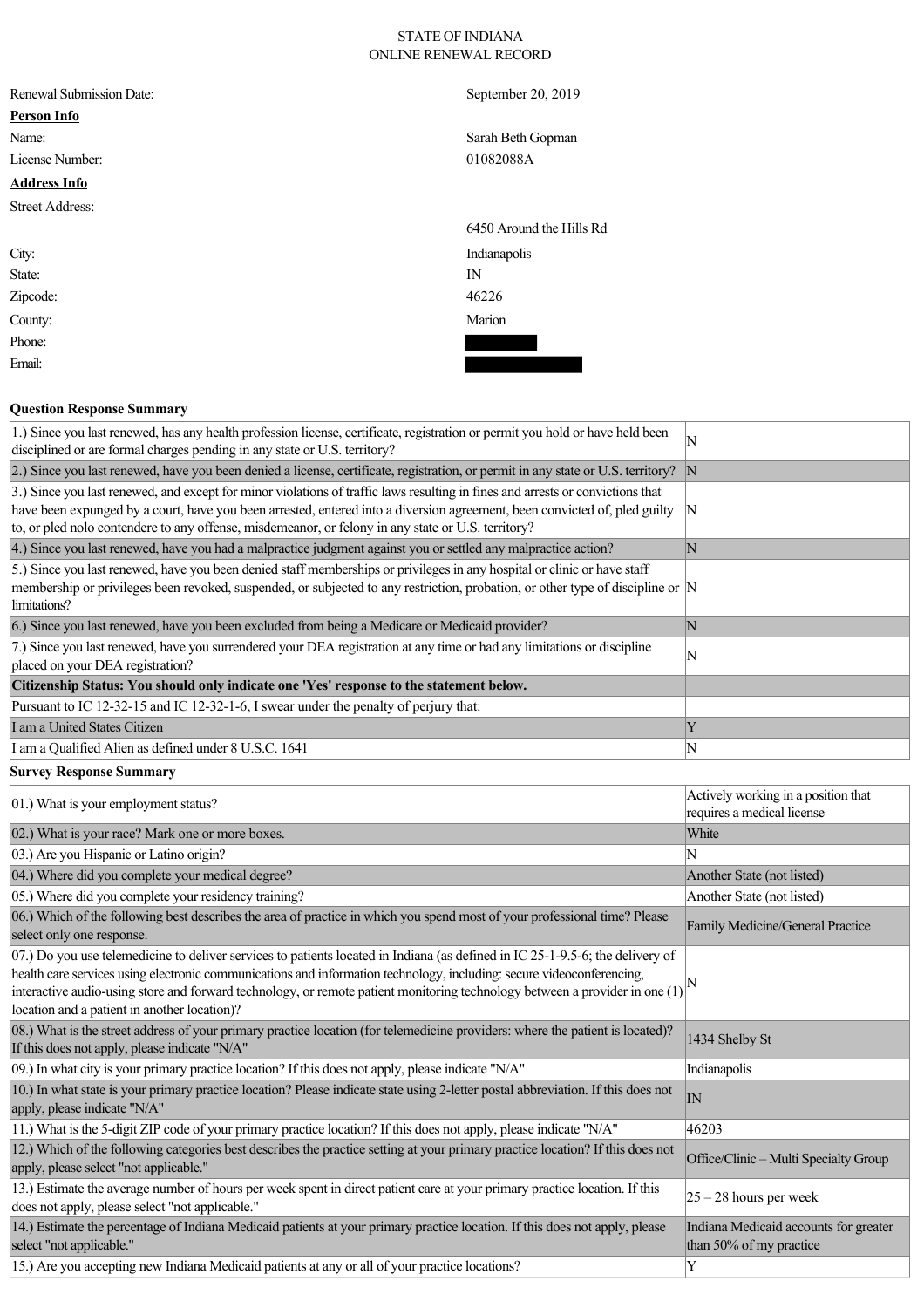STATE OF INDIANA
ONLINE RENEWAL RECORD

| | |
|---|---|
| Renewal Submission Date: | September 20, 2019 |
| **Person Info** | |
| Name: | Sarah Beth Gopman |
| License Number: | 01082088A |
| **Address Info** | |
| Street Address: | 6450 Around the Hills Rd |
| City: | Indianapolis |
| State: | IN |
| Zipcode: | 46226 |
| County: | Marion |
| Phone: | [REDACTED] |
| Email: | [REDACTED] |

**Question Response Summary**

| | |
|---|---|
| 1.) Since you last renewed, has any health profession license, certificate, registration or permit you hold or have held been disciplined or are formal charges pending in any state or U.S. territory? | N |
| 2.) Since you last renewed, have you been denied a license, certificate, registration, or permit in any state or U.S. territory? | N |
| 3.) Since you last renewed, and except for minor violations of traffic laws resulting in fines and arrests or convictions that have been expunged by a court, have you been arrested, entered into a diversion agreement, been convicted of, pled guilty to, or pled nolo contendere to any offense, misdemeanor, or felony in any state or U.S. territory? | N |
| 4.) Since you last renewed, have you had a malpractice judgment against you or settled any malpractice action? | N |
| 5.) Since you last renewed, have you been denied staff memberships or privileges in any hospital or clinic or have staff membership or privileges been revoked, suspended, or subjected to any restriction, probation, or other type of discipline or limitations? | N |
| 6.) Since you last renewed, have you been excluded from being a Medicare or Medicaid provider? | N |
| 7.) Since you last renewed, have you surrendered your DEA registration at any time or had any limitations or discipline placed on your DEA registration? | N |
| **Citizenship Status: You should only indicate one 'Yes' response to the statement below.** | |
| Pursuant to IC 12-32-15 and IC 12-32-1-6, I swear under the penalty of perjury that: | |
| I am a United States Citizen | Y |
| I am a Qualified Alien as defined under 8 U.S.C. 1641 | N |

**Survey Response Summary**

| | |
|---|---|
| 01.) What is your employment status? | Actively working in a position that requires a medical license |
| 02.) What is your race? Mark one or more boxes. | White |
| 03.) Are you Hispanic or Latino origin? | N |
| 04.) Where did you complete your medical degree? | Another State (not listed) |
| 05.) Where did you complete your residency training? | Another State (not listed) |
| 06.) Which of the following best describes the area of practice in which you spend most of your professional time? Please select only one response. | Family Medicine/General Practice |
| 07.) Do you use telemedicine to deliver services to patients located in Indiana (as defined in IC 25-1-9.5-6; the delivery of health care services using electronic communications and information technology, including: secure videoconferencing, interactive audio-using store and forward technology, or remote patient monitoring technology between a provider in one (1) location and a patient in another location)? | N |
| 08.) What is the street address of your primary practice location (for telemedicine providers: where the patient is located)? If this does not apply, please indicate "N/A" | 1434 Shelby St |
| 09.) In what city is your primary practice location? If this does not apply, please indicate "N/A" | Indianapolis |
| 10.) In what state is your primary practice location? Please indicate state using 2-letter postal abbreviation. If this does not apply, please indicate "N/A" | IN |
| 11.) What is the 5-digit ZIP code of your primary practice location? If this does not apply, please indicate "N/A" | 46203 |
| 12.) Which of the following categories best describes the practice setting at your primary practice location? If this does not apply, please select "not applicable." | Office/Clinic – Multi Specialty Group |
| 13.) Estimate the average number of hours per week spent in direct patient care at your primary practice location. If this does not apply, please select "not applicable." | 25 – 28 hours per week |
| 14.) Estimate the percentage of Indiana Medicaid patients at your primary practice location. If this does not apply, please select "not applicable." | Indiana Medicaid accounts for greater than 50% of my practice |
| 15.) Are you accepting new Indiana Medicaid patients at any or all of your practice locations? | Y |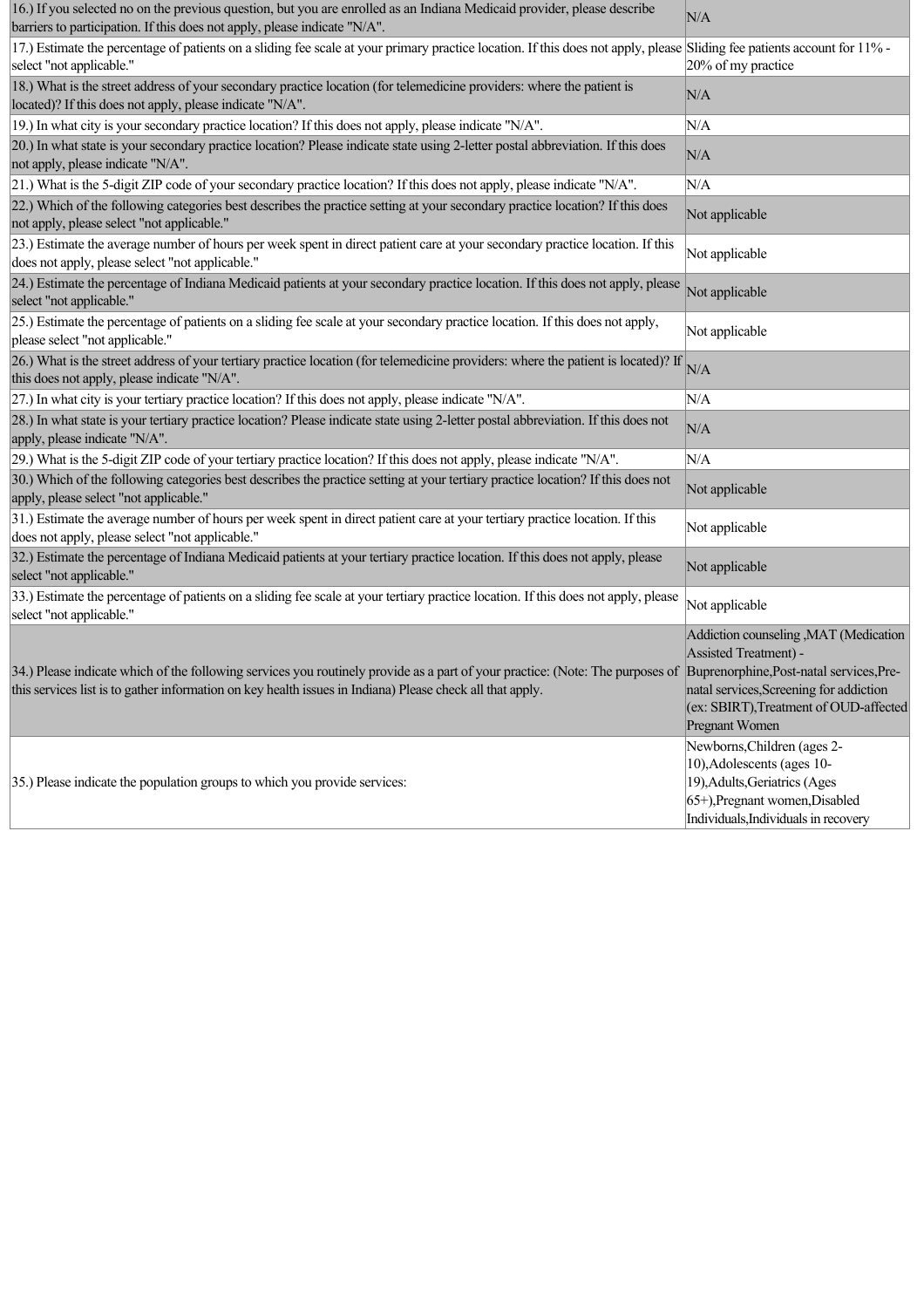| | |
|---|---|
| 16.) If you selected no on the previous question, but you are enrolled as an Indiana Medicaid provider, please describe barriers to participation. If this does not apply, please indicate "N/A". | N/A |
| 17.) Estimate the percentage of patients on a sliding fee scale at your primary practice location. If this does not apply, please select "not applicable." | Sliding fee patients account for 11% - 20% of my practice |
| 18.) What is the street address of your secondary practice location (for telemedicine providers: where the patient is located)? If this does not apply, please indicate "N/A". | N/A |
| 19.) In what city is your secondary practice location? If this does not apply, please indicate "N/A". | N/A |
| 20.) In what state is your secondary practice location? Please indicate state using 2-letter postal abbreviation. If this does not apply, please indicate "N/A". | N/A |
| 21.) What is the 5-digit ZIP code of your secondary practice location? If this does not apply, please indicate "N/A". | N/A |
| 22.) Which of the following categories best describes the practice setting at your secondary practice location? If this does not apply, please select "not applicable." | Not applicable |
| 23.) Estimate the average number of hours per week spent in direct patient care at your secondary practice location. If this does not apply, please select "not applicable." | Not applicable |
| 24.) Estimate the percentage of Indiana Medicaid patients at your secondary practice location. If this does not apply, please select "not applicable." | Not applicable |
| 25.) Estimate the percentage of patients on a sliding fee scale at your secondary practice location. If this does not apply, please select "not applicable." | Not applicable |
| 26.) What is the street address of your tertiary practice location (for telemedicine providers: where the patient is located)? If this does not apply, please indicate "N/A". | N/A |
| 27.) In what city is your tertiary practice location? If this does not apply, please indicate "N/A". | N/A |
| 28.) In what state is your tertiary practice location? Please indicate state using 2-letter postal abbreviation. If this does not apply, please indicate "N/A". | N/A |
| 29.) What is the 5-digit ZIP code of your tertiary practice location? If this does not apply, please indicate "N/A". | N/A |
| 30.) Which of the following categories best describes the practice setting at your tertiary practice location? If this does not apply, please select "not applicable." | Not applicable |
| 31.) Estimate the average number of hours per week spent in direct patient care at your tertiary practice location. If this does not apply, please select "not applicable." | Not applicable |
| 32.) Estimate the percentage of Indiana Medicaid patients at your tertiary practice location. If this does not apply, please select "not applicable." | Not applicable |
| 33.) Estimate the percentage of patients on a sliding fee scale at your tertiary practice location. If this does not apply, please select "not applicable." | Not applicable |
| 34.) Please indicate which of the following services you routinely provide as a part of your practice: (Note: The purposes of this services list is to gather information on key health issues in Indiana) Please check all that apply. | Addiction counseling ,MAT (Medication Assisted Treatment) - Buprenorphine,Post-natal services,Pre-natal services,Screening for addiction (ex: SBIRT),Treatment of OUD-affected Pregnant Women |
| 35.) Please indicate the population groups to which you provide services: | Newborns,Children (ages 2-10),Adolescents (ages 10-19),Adults,Geriatrics (Ages 65+),Pregnant women,Disabled Individuals,Individuals in recovery |